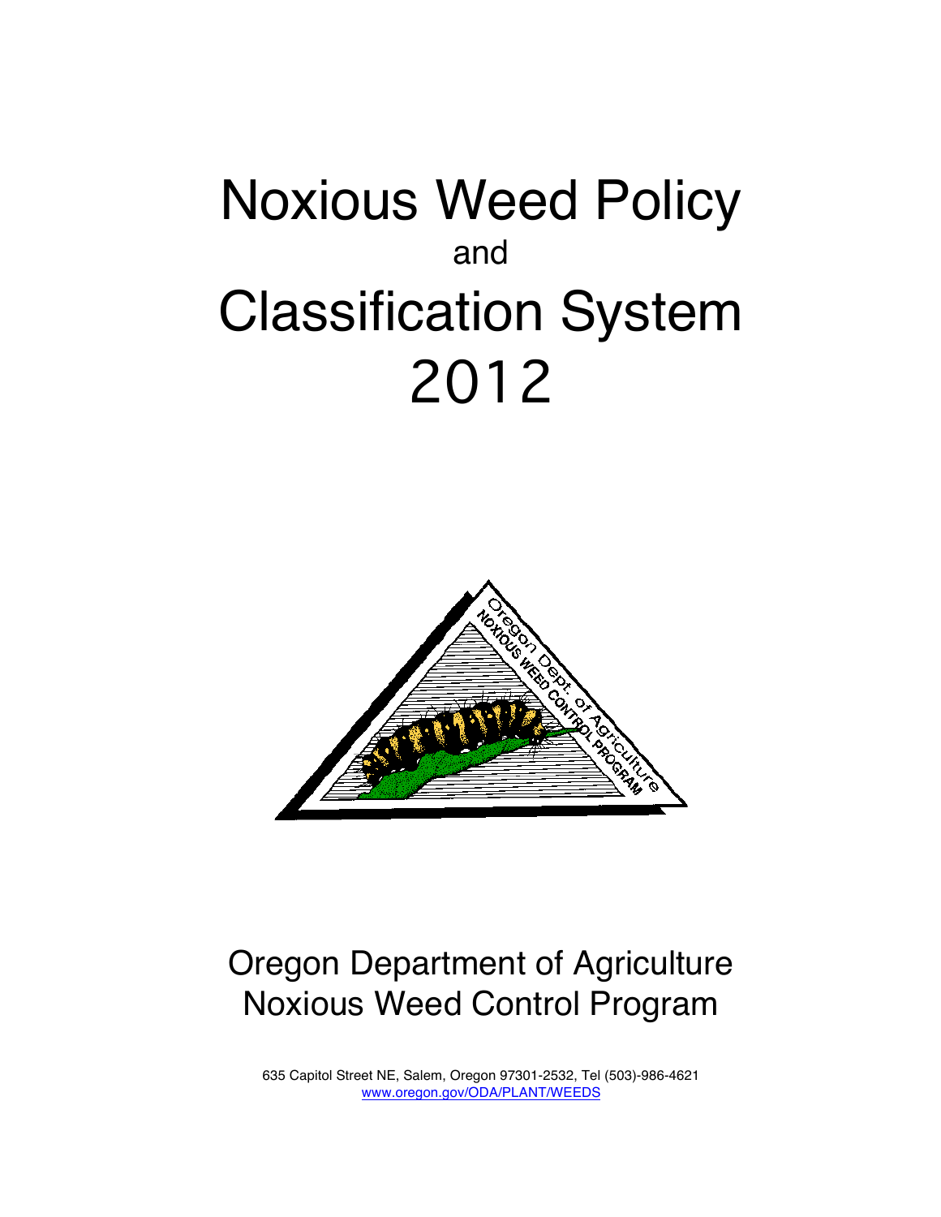# Noxious Weed Policy

and

# Classification System

# 2012

Oregon Department of Agriculture
Noxious Weed Control Program

635 Capitol Street NE, Salem, Oregon 97301-2532, Tel (503)-986-4621
www.oregon.gov/ODA/PLANT/WEEDS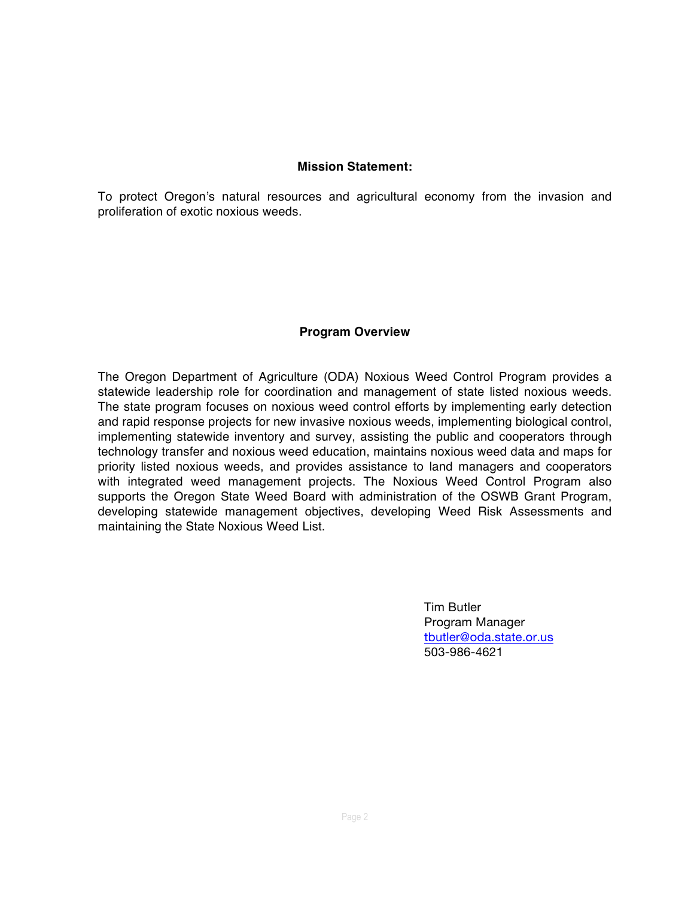**Mission Statement:**

To protect Oregon's natural resources and agricultural economy from the invasion and proliferation of exotic noxious weeds.

**Program Overview**

The Oregon Department of Agriculture (ODA) Noxious Weed Control Program provides a statewide leadership role for coordination and management of state listed noxious weeds. The state program focuses on noxious weed control efforts by implementing early detection and rapid response projects for new invasive noxious weeds, implementing biological control, implementing statewide inventory and survey, assisting the public and cooperators through technology transfer and noxious weed education, maintains noxious weed data and maps for priority listed noxious weeds, and provides assistance to land managers and cooperators with integrated weed management projects. The Noxious Weed Control Program also supports the Oregon State Weed Board with administration of the OSWB Grant Program, developing statewide management objectives, developing Weed Risk Assessments and maintaining the State Noxious Weed List.

Tim Butler
Program Manager
tbutler@oda.state.or.us
503-986-4621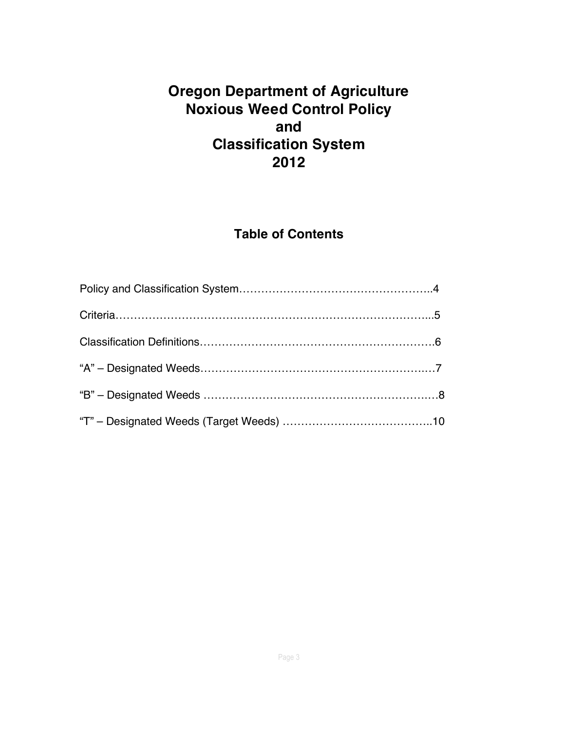# Oregon Department of Agriculture Noxious Weed Control Policy and Classification System 2012

## Table of Contents

Policy and Classification System……………………………………………..4

Criteria……………………………………………………………………...5

Classification Definitions……………………………………………………….6

"A" – Designated Weeds……………………………………………………….7

"B" – Designated Weeds ……………………………………………………….8

"T" – Designated Weeds (Target Weeds) …………………………………..10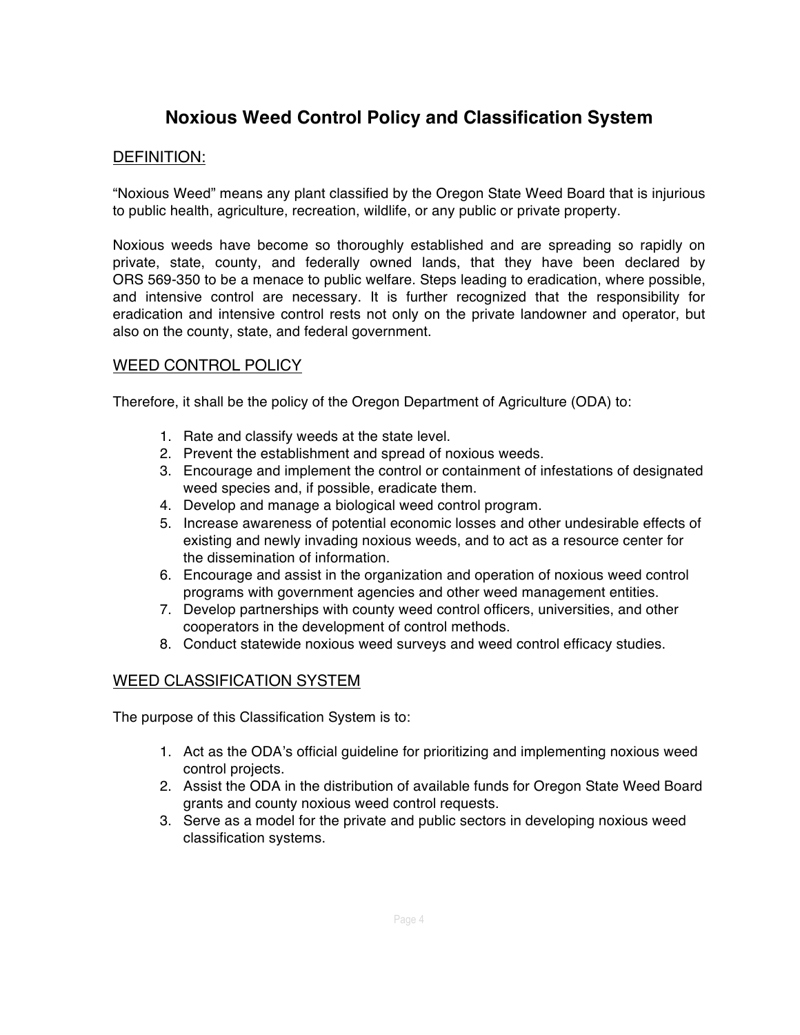# Noxious Weed Control Policy and Classification System

## DEFINITION:

"Noxious Weed" means any plant classified by the Oregon State Weed Board that is injurious to public health, agriculture, recreation, wildlife, or any public or private property.

Noxious weeds have become so thoroughly established and are spreading so rapidly on private, state, county, and federally owned lands, that they have been declared by ORS 569-350 to be a menace to public welfare. Steps leading to eradication, where possible, and intensive control are necessary. It is further recognized that the responsibility for eradication and intensive control rests not only on the private landowner and operator, but also on the county, state, and federal government.

## WEED CONTROL POLICY

Therefore, it shall be the policy of the Oregon Department of Agriculture (ODA) to:

1. Rate and classify weeds at the state level.
2. Prevent the establishment and spread of noxious weeds.
3. Encourage and implement the control or containment of infestations of designated weed species and, if possible, eradicate them.
4. Develop and manage a biological weed control program.
5. Increase awareness of potential economic losses and other undesirable effects of existing and newly invading noxious weeds, and to act as a resource center for the dissemination of information.
6. Encourage and assist in the organization and operation of noxious weed control programs with government agencies and other weed management entities.
7. Develop partnerships with county weed control officers, universities, and other cooperators in the development of control methods.
8. Conduct statewide noxious weed surveys and weed control efficacy studies.

## WEED CLASSIFICATION SYSTEM

The purpose of this Classification System is to:

1. Act as the ODA's official guideline for prioritizing and implementing noxious weed control projects.
2. Assist the ODA in the distribution of available funds for Oregon State Weed Board grants and county noxious weed control requests.
3. Serve as a model for the private and public sectors in developing noxious weed classification systems.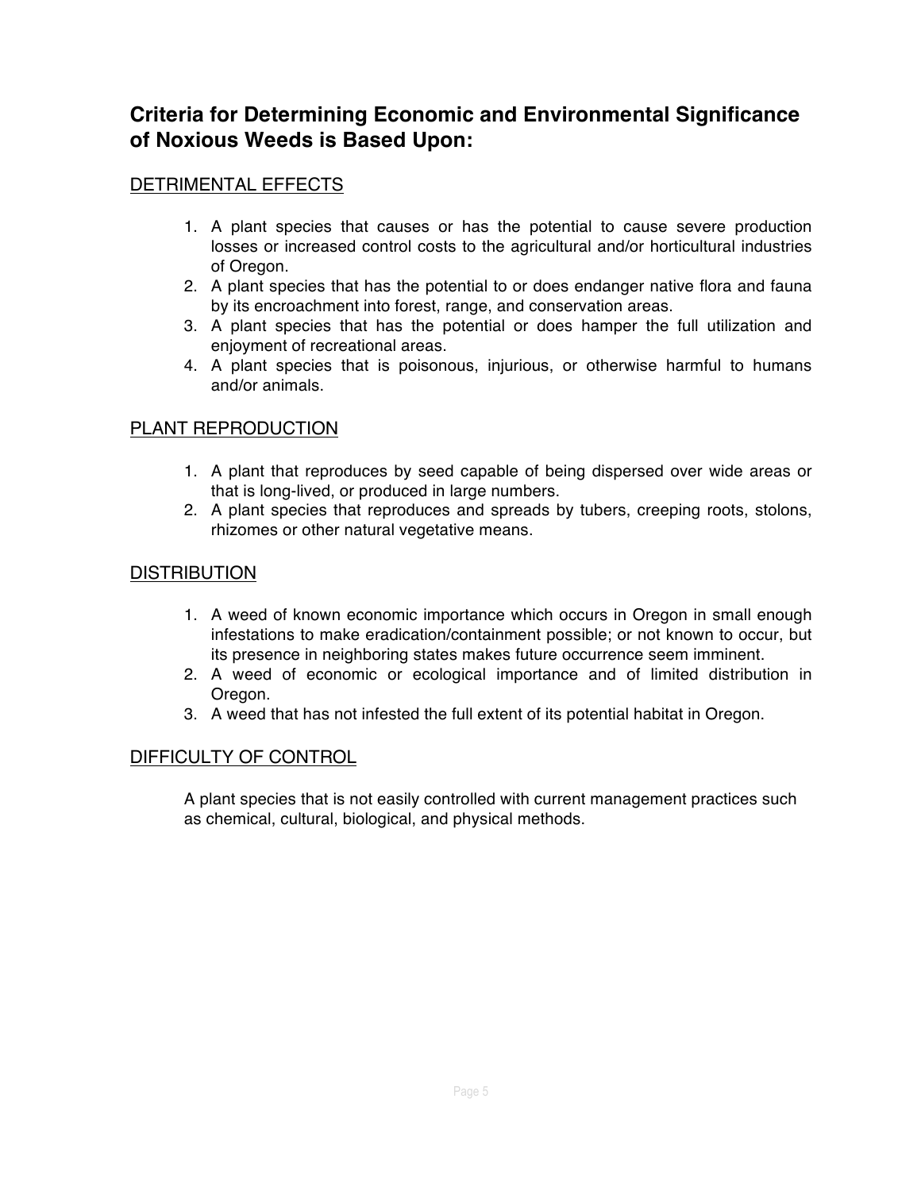## Criteria for Determining Economic and Environmental Significance of Noxious Weeds is Based Upon:

### DETRIMENTAL EFFECTS

1. A plant species that causes or has the potential to cause severe production losses or increased control costs to the agricultural and/or horticultural industries of Oregon.
2. A plant species that has the potential to or does endanger native flora and fauna by its encroachment into forest, range, and conservation areas.
3. A plant species that has the potential or does hamper the full utilization and enjoyment of recreational areas.
4. A plant species that is poisonous, injurious, or otherwise harmful to humans and/or animals.

### PLANT REPRODUCTION

1. A plant that reproduces by seed capable of being dispersed over wide areas or that is long-lived, or produced in large numbers.
2. A plant species that reproduces and spreads by tubers, creeping roots, stolons, rhizomes or other natural vegetative means.

### DISTRIBUTION

1. A weed of known economic importance which occurs in Oregon in small enough infestations to make eradication/containment possible; or not known to occur, but its presence in neighboring states makes future occurrence seem imminent.
2. A weed of economic or ecological importance and of limited distribution in Oregon.
3. A weed that has not infested the full extent of its potential habitat in Oregon.

### DIFFICULTY OF CONTROL

A plant species that is not easily controlled with current management practices such as chemical, cultural, biological, and physical methods.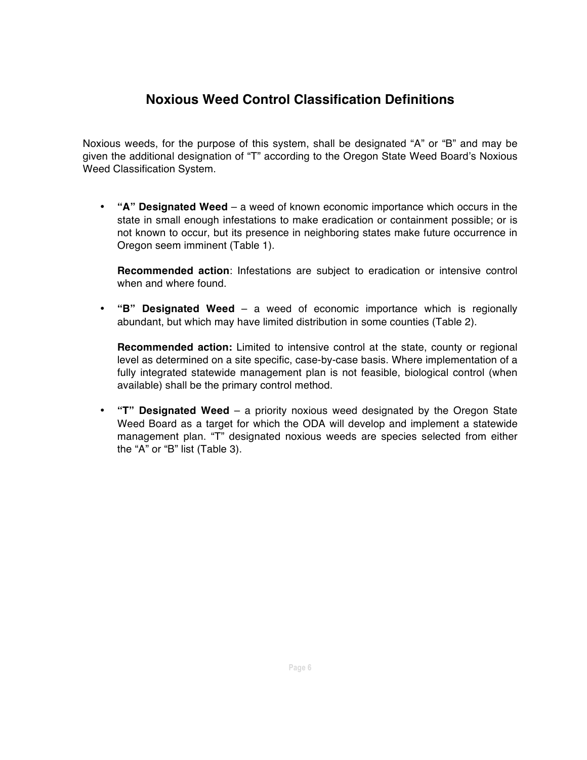# Noxious Weed Control Classification Definitions

Noxious weeds, for the purpose of this system, shall be designated "A" or "B" and may be given the additional designation of "T" according to the Oregon State Weed Board's Noxious Weed Classification System.

- **"A" Designated Weed** – a weed of known economic importance which occurs in the state in small enough infestations to make eradication or containment possible; or is not known to occur, but its presence in neighboring states make future occurrence in Oregon seem imminent (Table 1).

  **Recommended action**: Infestations are subject to eradication or intensive control when and where found.

- **"B" Designated Weed** – a weed of economic importance which is regionally abundant, but which may have limited distribution in some counties (Table 2).

  **Recommended action:** Limited to intensive control at the state, county or regional level as determined on a site specific, case-by-case basis. Where implementation of a fully integrated statewide management plan is not feasible, biological control (when available) shall be the primary control method.

- **"T" Designated Weed** – a priority noxious weed designated by the Oregon State Weed Board as a target for which the ODA will develop and implement a statewide management plan. "T" designated noxious weeds are species selected from either the "A" or "B" list (Table 3).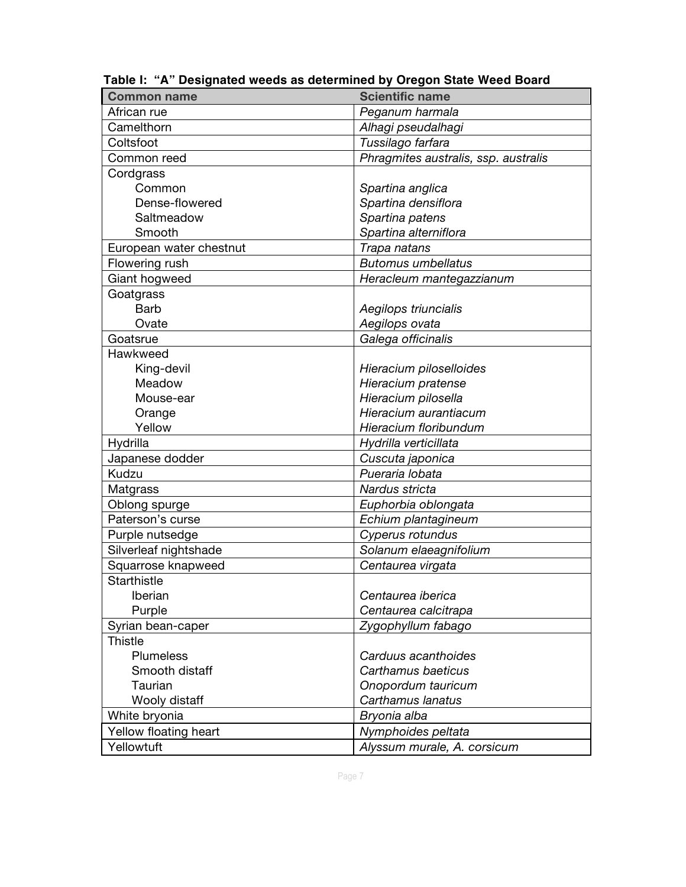**Table I: "A" Designated weeds as determined by Oregon State Weed Board**

| Common name | Scientific name |
| --- | --- |
| African rue | *Peganum harmala* |
| Camelthorn | *Alhagi pseudalhagi* |
| Coltsfoot | *Tussilago farfara* |
| Common reed | *Phragmites australis, ssp. australis* |
| Cordgrass | |
| Common | *Spartina anglica* |
| Dense-flowered | *Spartina densiflora* |
| Saltmeadow | *Spartina patens* |
| Smooth | *Spartina alterniflora* |
| European water chestnut | *Trapa natans* |
| Flowering rush | *Butomus umbellatus* |
| Giant hogweed | *Heracleum mantegazzianum* |
| Goatgrass | |
| Barb | *Aegilops triuncialis* |
| Ovate | *Aegilops ovata* |
| Goatsrue | *Galega officinalis* |
| Hawkweed | |
| King-devil | *Hieracium piloselloides* |
| Meadow | *Hieracium pratense* |
| Mouse-ear | *Hieracium pilosella* |
| Orange | *Hieracium aurantiacum* |
| Yellow | *Hieracium floribundum* |
| Hydrilla | *Hydrilla verticillata* |
| Japanese dodder | *Cuscuta japonica* |
| Kudzu | *Pueraria lobata* |
| Matgrass | *Nardus stricta* |
| Oblong spurge | *Euphorbia oblongata* |
| Paterson's curse | *Echium plantagineum* |
| Purple nutsedge | *Cyperus rotundus* |
| Silverleaf nightshade | *Solanum elaeagnifolium* |
| Squarrose knapweed | *Centaurea virgata* |
| Starthistle | |
| Iberian | *Centaurea iberica* |
| Purple | *Centaurea calcitrapa* |
| Syrian bean-caper | *Zygophyllum fabago* |
| Thistle | |
| Plumeless | *Carduus acanthoides* |
| Smooth distaff | *Carthamus baeticus* |
| Taurian | *Onopordum tauricum* |
| Wooly distaff | *Carthamus lanatus* |
| White bryonia | *Bryonia alba* |
| Yellow floating heart | *Nymphoides peltata* |
| Yellowtuft | *Alyssum murale, A. corsicum* |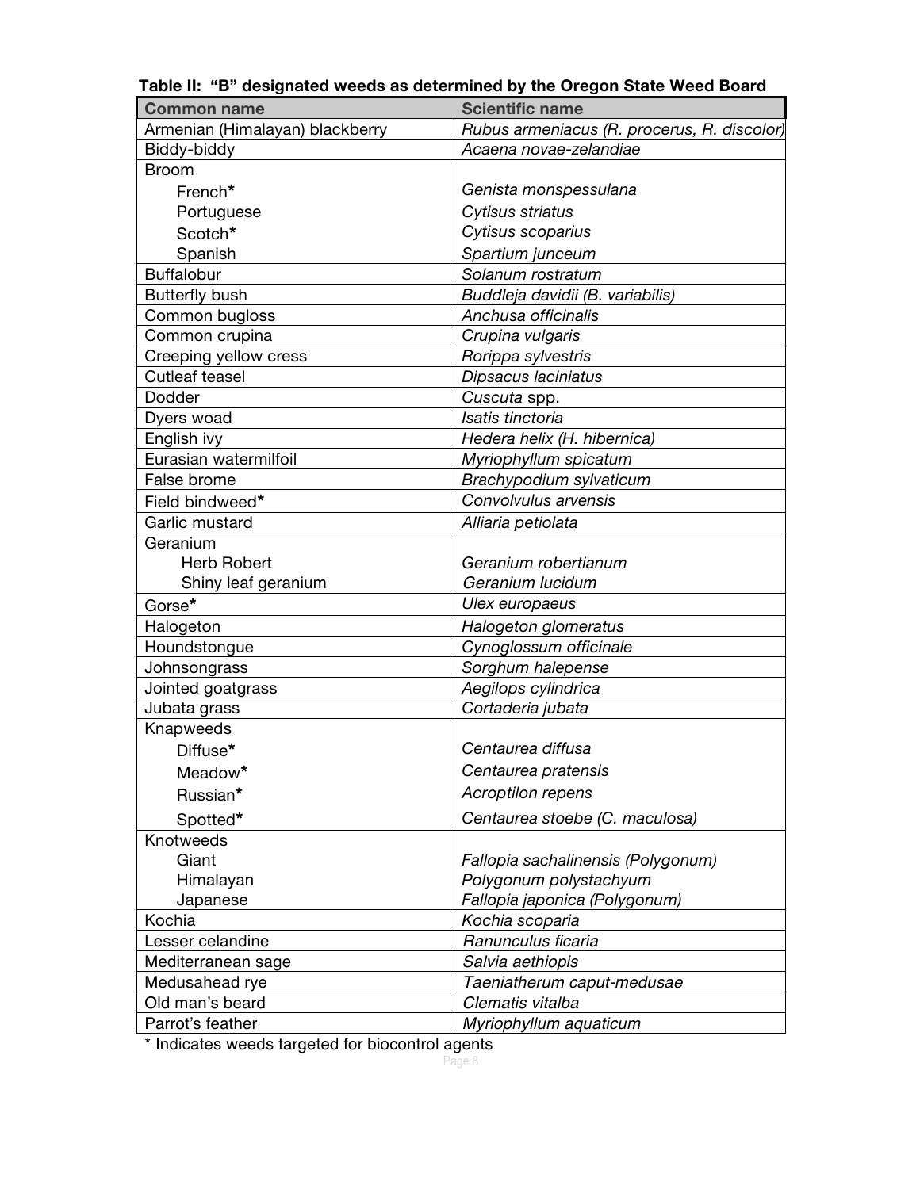**Table II: "B" designated weeds as determined by the Oregon State Weed Board**

| Common name | Scientific name |
|---|---|
| Armenian (Himalayan) blackberry | *Rubus armeniacus (R. procerus, R. discolor)* |
| Biddy-biddy | *Acaena novae-zelandiae* |
| Broom | |
| French* | *Genista monspessulana* |
| Portuguese | *Cytisus striatus* |
| Scotch* | *Cytisus scoparius* |
| Spanish | *Spartium junceum* |
| Buffalobur | *Solanum rostratum* |
| Butterfly bush | *Buddleja davidii (B. variabilis)* |
| Common bugloss | *Anchusa officinalis* |
| Common crupina | *Crupina vulgaris* |
| Creeping yellow cress | *Rorippa sylvestris* |
| Cutleaf teasel | *Dipsacus laciniatus* |
| Dodder | *Cuscuta* spp. |
| Dyers woad | *Isatis tinctoria* |
| English ivy | *Hedera helix (H. hibernica)* |
| Eurasian watermilfoil | *Myriophyllum spicatum* |
| False brome | *Brachypodium sylvaticum* |
| Field bindweed* | *Convolvulus arvensis* |
| Garlic mustard | *Alliaria petiolata* |
| Geranium | |
| Herb Robert | *Geranium robertianum* |
| Shiny leaf geranium | *Geranium lucidum* |
| Gorse* | *Ulex europaeus* |
| Halogeton | *Halogeton glomeratus* |
| Houndstongue | *Cynoglossum officinale* |
| Johnsongrass | *Sorghum halepense* |
| Jointed goatgrass | *Aegilops cylindrica* |
| Jubata grass | *Cortaderia jubata* |
| Knapweeds | |
| Diffuse* | *Centaurea diffusa* |
| Meadow* | *Centaurea pratensis* |
| Russian* | *Acroptilon repens* |
| Spotted* | *Centaurea stoebe (C. maculosa)* |
| Knotweeds | |
| Giant | *Fallopia sachalinensis (Polygonum)* |
| Himalayan | *Polygonum polystachyum* |
| Japanese | *Fallopia japonica (Polygonum)* |
| Kochia | *Kochia scoparia* |
| Lesser celandine | *Ranunculus ficaria* |
| Mediterranean sage | *Salvia aethiopis* |
| Medusahead rye | *Taeniatherum caput-medusae* |
| Old man's beard | *Clematis vitalba* |
| Parrot's feather | *Myriophyllum aquaticum* |

* Indicates weeds targeted for biocontrol agents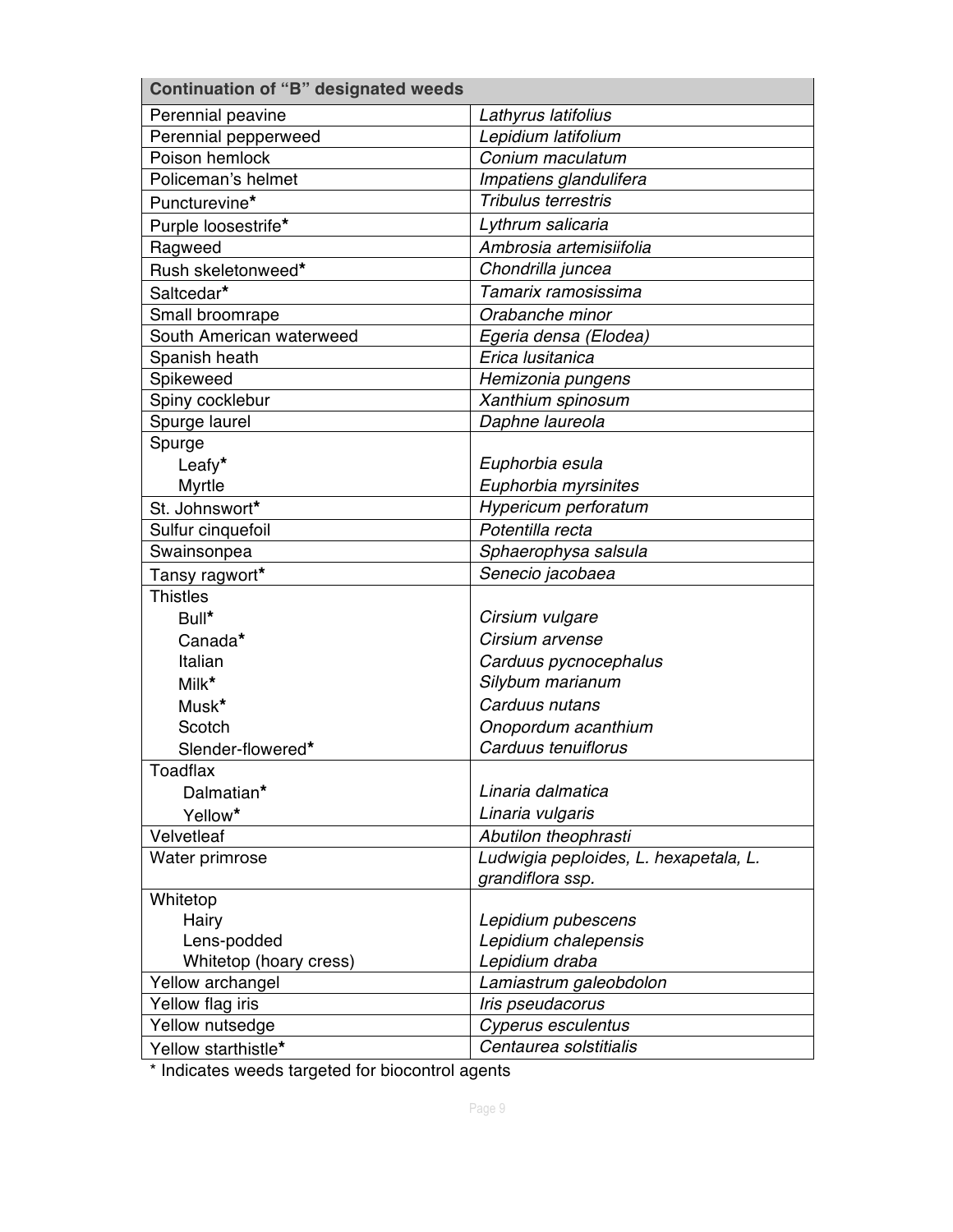| Continuation of "B" designated weeds | |
|---|---|
| Perennial peavine | *Lathyrus latifolius* |
| Perennial pepperweed | *Lepidium latifolium* |
| Poison hemlock | *Conium maculatum* |
| Policeman's helmet | *Impatiens glandulifera* |
| Puncturevine* | *Tribulus terrestris* |
| Purple loosestrife* | *Lythrum salicaria* |
| Ragweed | *Ambrosia artemisiifolia* |
| Rush skeletonweed* | *Chondrilla juncea* |
| Saltcedar* | *Tamarix ramosissima* |
| Small broomrape | *Orabanche minor* |
| South American waterweed | *Egeria densa (Elodea)* |
| Spanish heath | *Erica lusitanica* |
| Spikeweed | *Hemizonia pungens* |
| Spiny cocklebur | *Xanthium spinosum* |
| Spurge laurel | *Daphne laureola* |
| Spurge<br>Leafy*<br>Myrtle | <br>*Euphorbia esula*<br>*Euphorbia myrsinites* |
| St. Johnswort* | *Hypericum perforatum* |
| Sulfur cinquefoil | *Potentilla recta* |
| Swainsonpea | *Sphaerophysa salsula* |
| Tansy ragwort* | *Senecio jacobaea* |
| Thistles<br>Bull*<br>Canada*<br>Italian<br>Milk*<br>Musk*<br>Scotch<br>Slender-flowered* | <br>*Cirsium vulgare*<br>*Cirsium arvense*<br>*Carduus pycnocephalus*<br>*Silybum marianum*<br>*Carduus nutans*<br>*Onopordum acanthium*<br>*Carduus tenuiflorus* |
| Toadflax<br>Dalmatian*<br>Yellow* | <br>*Linaria dalmatica*<br>*Linaria vulgaris* |
| Velvetleaf | *Abutilon theophrasti* |
| Water primrose | *Ludwigia peploides, L. hexapetala, L. grandiflora ssp.* |
| Whitetop<br>Hairy<br>Lens-podded<br>Whitetop (hoary cress) | <br>*Lepidium pubescens*<br>*Lepidium chalepensis*<br>*Lepidium draba* |
| Yellow archangel | *Lamiastrum galeobdolon* |
| Yellow flag iris | *Iris pseudacorus* |
| Yellow nutsedge | *Cyperus esculentus* |
| Yellow starthistle* | *Centaurea solstitialis* |

* Indicates weeds targeted for biocontrol agents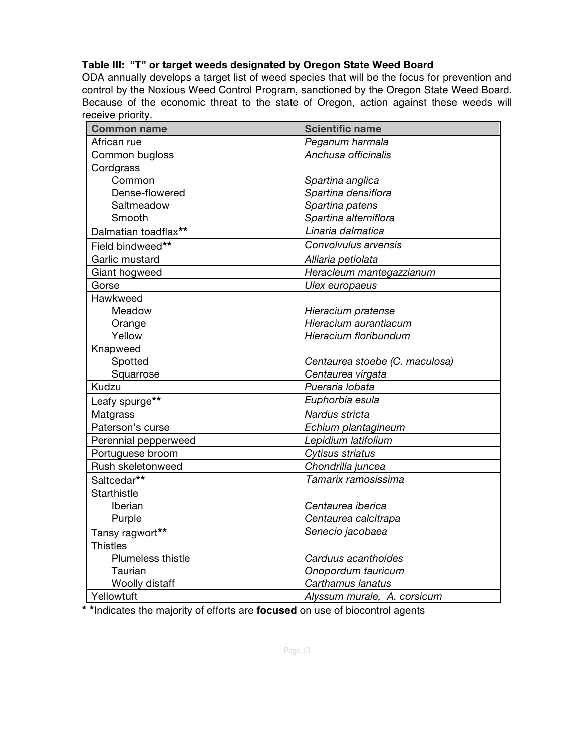**Table III: "T" or target weeds designated by Oregon State Weed Board**

ODA annually develops a target list of weed species that will be the focus for prevention and control by the Noxious Weed Control Program, sanctioned by the Oregon State Weed Board. Because of the economic threat to the state of Oregon, action against these weeds will receive priority.

| Common name | Scientific name |
|---|---|
| African rue | *Peganum harmala* |
| Common bugloss | *Anchusa officinalis* |
| Cordgrass | |
| Common | *Spartina anglica* |
| Dense-flowered | *Spartina densiflora* |
| Saltmeadow | *Spartina patens* |
| Smooth | *Spartina alterniflora* |
| Dalmatian toadflax** | *Linaria dalmatica* |
| Field bindweed** | *Convolvulus arvensis* |
| Garlic mustard | *Alliaria petiolata* |
| Giant hogweed | *Heracleum mantegazzianum* |
| Gorse | *Ulex europaeus* |
| Hawkweed | |
| Meadow | *Hieracium pratense* |
| Orange | *Hieracium aurantiacum* |
| Yellow | *Hieracium floribundum* |
| Knapweed | |
| Spotted | *Centaurea stoebe (C. maculosa)* |
| Squarrose | *Centaurea virgata* |
| Kudzu | *Pueraria lobata* |
| Leafy spurge** | *Euphorbia esula* |
| Matgrass | *Nardus stricta* |
| Paterson's curse | *Echium plantagineum* |
| Perennial pepperweed | *Lepidium latifolium* |
| Portuguese broom | *Cytisus striatus* |
| Rush skeletonweed | *Chondrilla juncea* |
| Saltcedar** | *Tamarix ramosissima* |
| Starthistle | |
| Iberian | *Centaurea iberica* |
| Purple | *Centaurea calcitrapa* |
| Tansy ragwort** | *Senecio jacobaea* |
| Thistles | |
| Plumeless thistle | *Carduus acanthoides* |
| Taurian | *Onopordum tauricum* |
| Woolly distaff | *Carthamus lanatus* |
| Yellowtuft | *Alyssum murale, A. corsicum* |

* *Indicates the majority of efforts are **focused** on use of biocontrol agents